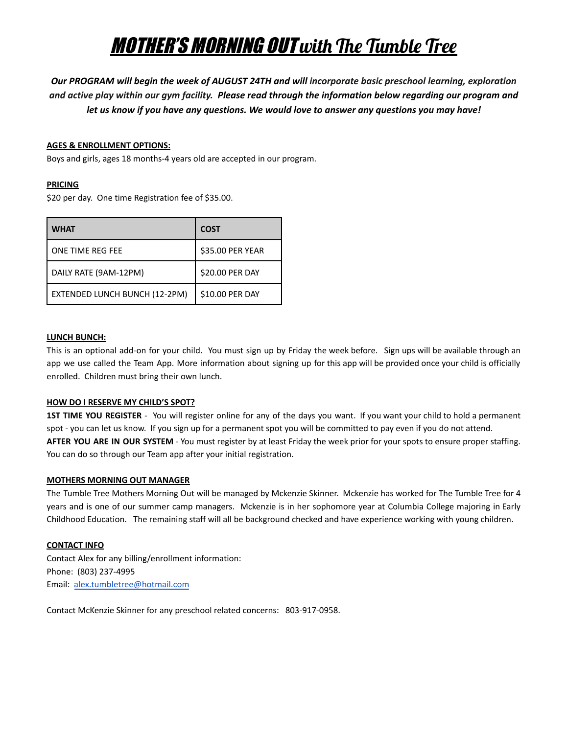# <u>***MOTHER'S MORNING OUT with The Tumble Tree***</u>

***Our PROGRAM will begin the week of AUGUST 24TH and will incorporate basic preschool learning, exploration and active play within our gym facility. Please read through the information below regarding our program and let us know if you have any questions. We would love to answer any questions you may have!***

**<u>AGES & ENROLLMENT OPTIONS:</u>**

Boys and girls, ages 18 months-4 years old are accepted in our program.

**<u>PRICING</u>**

$20 per day. One time Registration fee of $35.00.

| WHAT | COST |
|---|---|
| ONE TIME REG FEE | $35.00 PER YEAR |
| DAILY RATE (9AM-12PM) | $20.00 PER DAY |
| EXTENDED LUNCH BUNCH (12-2PM) | $10.00 PER DAY |

**<u>LUNCH BUNCH:</u>**

This is an optional add-on for your child. You must sign up by Friday the week before. Sign ups will be available through an app we use called the Team App. More information about signing up for this app will be provided once your child is officially enrolled. Children must bring their own lunch.

**<u>HOW DO I RESERVE MY CHILD'S SPOT?</u>**

**1ST TIME YOU REGISTER** - You will register online for any of the days you want. If you want your child to hold a permanent spot - you can let us know. If you sign up for a permanent spot you will be committed to pay even if you do not attend.

**AFTER YOU ARE IN OUR SYSTEM** - You must register by at least Friday the week prior for your spots to ensure proper staffing. You can do so through our Team app after your initial registration.

**<u>MOTHERS MORNING OUT MANAGER</u>**

The Tumble Tree Mothers Morning Out will be managed by Mckenzie Skinner. Mckenzie has worked for The Tumble Tree for 4 years and is one of our summer camp managers. Mckenzie is in her sophomore year at Columbia College majoring in Early Childhood Education. The remaining staff will all be background checked and have experience working with young children.

**<u>CONTACT INFO</u>**

Contact Alex for any billing/enrollment information:
Phone: (803) 237-4995
Email: alex.tumbletree@hotmail.com

Contact McKenzie Skinner for any preschool related concerns: 803-917-0958.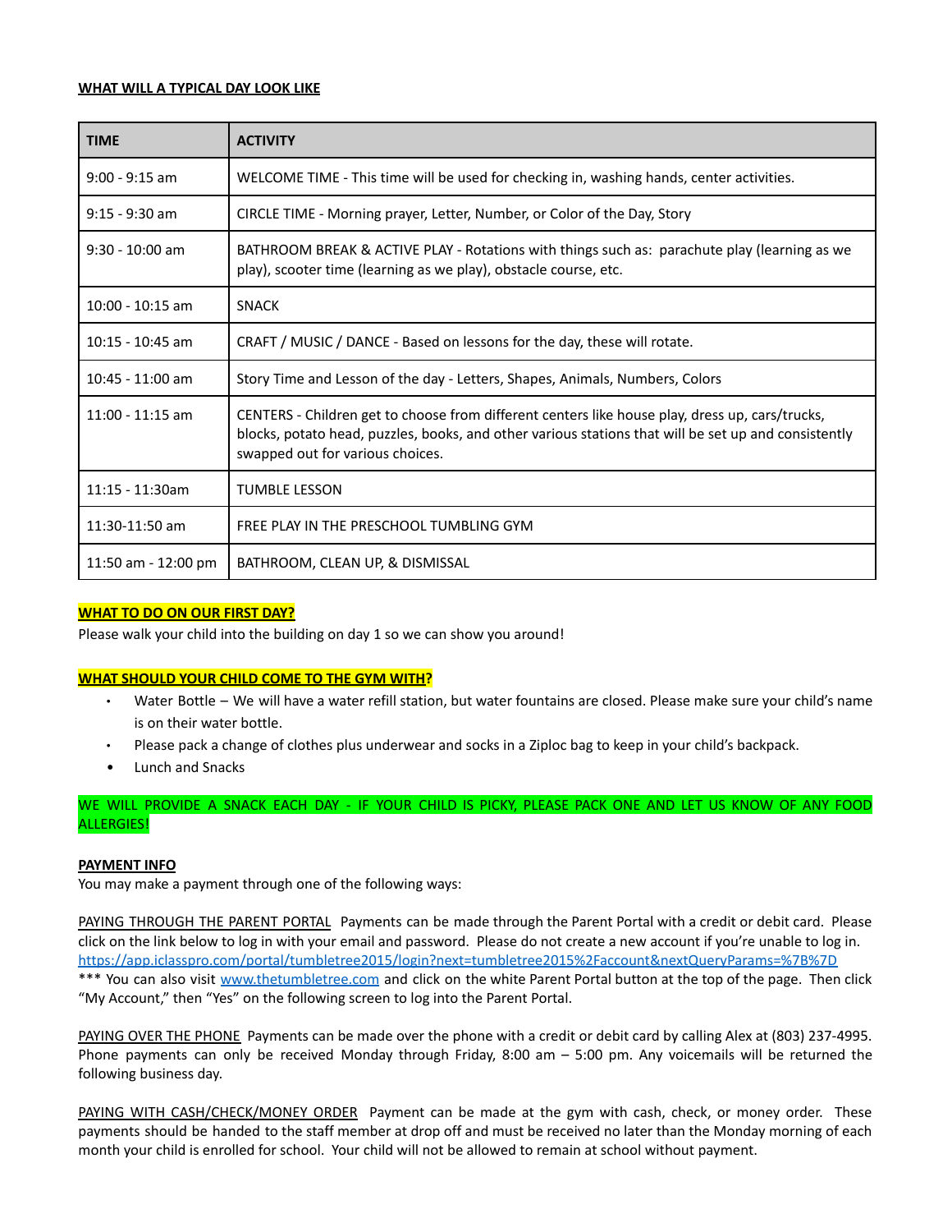**WHAT WILL A TYPICAL DAY LOOK LIKE**

| TIME | ACTIVITY |
|---|---|
| 9:00 - 9:15 am | WELCOME TIME - This time will be used for checking in, washing hands, center activities. |
| 9:15 - 9:30 am | CIRCLE TIME - Morning prayer, Letter, Number, or Color of the Day, Story |
| 9:30 - 10:00 am | BATHROOM BREAK & ACTIVE PLAY - Rotations with things such as: parachute play (learning as we play), scooter time (learning as we play), obstacle course, etc. |
| 10:00 - 10:15 am | SNACK |
| 10:15 - 10:45 am | CRAFT / MUSIC / DANCE - Based on lessons for the day, these will rotate. |
| 10:45 - 11:00 am | Story Time and Lesson of the day - Letters, Shapes, Animals, Numbers, Colors |
| 11:00 - 11:15 am | CENTERS - Children get to choose from different centers like house play, dress up, cars/trucks, blocks, potato head, puzzles, books, and other various stations that will be set up and consistently swapped out for various choices. |
| 11:15 - 11:30am | TUMBLE LESSON |
| 11:30-11:50 am | FREE PLAY IN THE PRESCHOOL TUMBLING GYM |
| 11:50 am - 12:00 pm | BATHROOM, CLEAN UP, & DISMISSAL |

**WHAT TO DO ON OUR FIRST DAY?**

Please walk your child into the building on day 1 so we can show you around!

**WHAT SHOULD YOUR CHILD COME TO THE GYM WITH?**

- Water Bottle – We will have a water refill station, but water fountains are closed. Please make sure your child's name is on their water bottle.
- Please pack a change of clothes plus underwear and socks in a Ziploc bag to keep in your child's backpack.
- Lunch and Snacks

WE WILL PROVIDE A SNACK EACH DAY - IF YOUR CHILD IS PICKY, PLEASE PACK ONE AND LET US KNOW OF ANY FOOD ALLERGIES!

**PAYMENT INFO**

You may make a payment through one of the following ways:

PAYING THROUGH THE PARENT PORTAL Payments can be made through the Parent Portal with a credit or debit card. Please click on the link below to log in with your email and password. Please do not create a new account if you're unable to log in.
https://app.iclasspro.com/portal/tumbletree2015/login?next=tumbletree2015%2Faccount&nextQueryParams=%7B%7D
*** You can also visit www.thetumbletree.com and click on the white Parent Portal button at the top of the page. Then click "My Account," then "Yes" on the following screen to log into the Parent Portal.

PAYING OVER THE PHONE Payments can be made over the phone with a credit or debit card by calling Alex at (803) 237-4995. Phone payments can only be received Monday through Friday, 8:00 am – 5:00 pm. Any voicemails will be returned the following business day.

PAYING WITH CASH/CHECK/MONEY ORDER Payment can be made at the gym with cash, check, or money order. These payments should be handed to the staff member at drop off and must be received no later than the Monday morning of each month your child is enrolled for school. Your child will not be allowed to remain at school without payment.